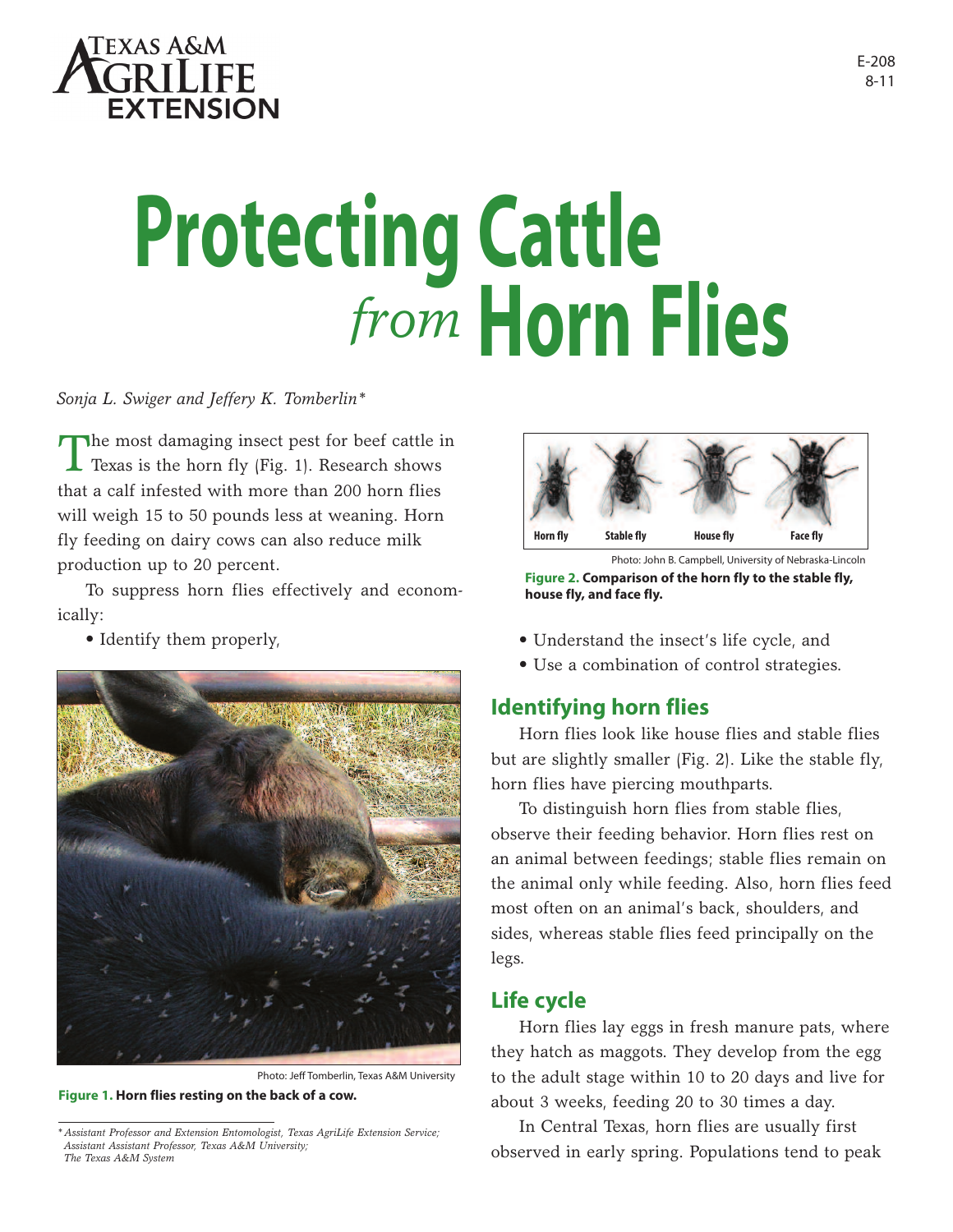# Protecting Cattle *from* Horn Flies

*Sonja L. Swiger and Jeffery K. Tomberlin**

The most damaging insect pest for beef cattle in Texas is the horn fly (Fig. 1). Research shows that a calf infested with more than 200 horn flies will weigh 15 to 50 pounds less at weaning. Horn fly feeding on dairy cows can also reduce milk production up to 20 percent.

To suppress horn flies effectively and economically:

- Identify them properly,
- Understand the insect's life cycle, and
- Use a combination of control strategies.

Photo: Jeff Tomberlin, Texas A&M University

**Figure 1. Horn flies resting on the back of a cow.**

Horn fly | Stable fly | House fly | Face fly

Photo: John B. Campbell, University of Nebraska-Lincoln

**Figure 2. Comparison of the horn fly to the stable fly, house fly, and face fly.**

## Identifying horn flies

Horn flies look like house flies and stable flies but are slightly smaller (Fig. 2). Like the stable fly, horn flies have piercing mouthparts.

To distinguish horn flies from stable flies, observe their feeding behavior. Horn flies rest on an animal between feedings; stable flies remain on the animal only while feeding. Also, horn flies feed most often on an animal's back, shoulders, and sides, whereas stable flies feed principally on the legs.

## Life cycle

Horn flies lay eggs in fresh manure pats, where they hatch as maggots. They develop from the egg to the adult stage within 10 to 20 days and live for about 3 weeks, feeding 20 to 30 times a day.

In Central Texas, horn flies are usually first observed in early spring. Populations tend to peak

*\* Assistant Professor and Extension Entomologist, Texas AgriLife Extension Service; Assistant Assistant Professor, Texas A&M University; The Texas A&M System*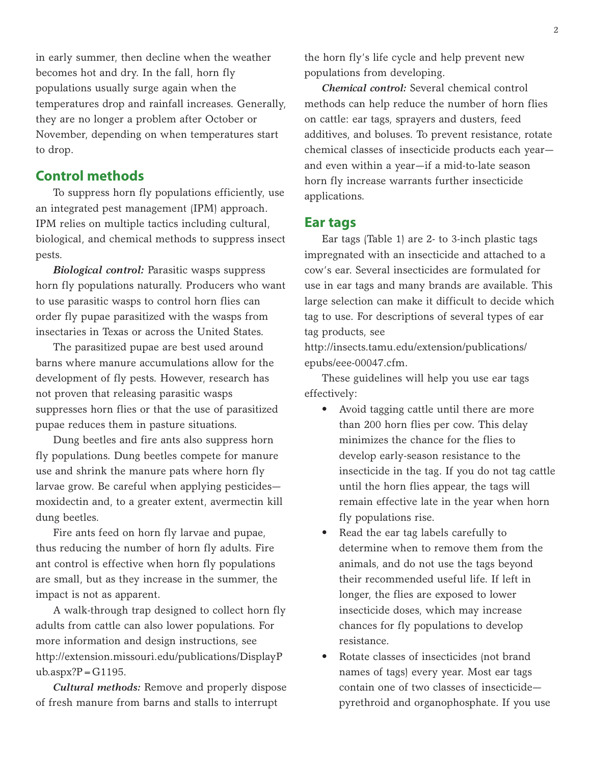in early summer, then decline when the weather becomes hot and dry. In the fall, horn fly populations usually surge again when the temperatures drop and rainfall increases. Generally, they are no longer a problem after October or November, depending on when temperatures start to drop.

## Control methods

To suppress horn fly populations efficiently, use an integrated pest management (IPM) approach. IPM relies on multiple tactics including cultural, biological, and chemical methods to suppress insect pests.

***Biological control:*** Parasitic wasps suppress horn fly populations naturally. Producers who want to use parasitic wasps to control horn flies can order fly pupae parasitized with the wasps from insectaries in Texas or across the United States.

The parasitized pupae are best used around barns where manure accumulations allow for the development of fly pests. However, research has not proven that releasing parasitic wasps suppresses horn flies or that the use of parasitized pupae reduces them in pasture situations.

Dung beetles and fire ants also suppress horn fly populations. Dung beetles compete for manure use and shrink the manure pats where horn fly larvae grow. Be careful when applying pesticides—moxidectin and, to a greater extent, avermectin kill dung beetles.

Fire ants feed on horn fly larvae and pupae, thus reducing the number of horn fly adults. Fire ant control is effective when horn fly populations are small, but as they increase in the summer, the impact is not as apparent.

A walk-through trap designed to collect horn fly adults from cattle can also lower populations. For more information and design instructions, see http://extension.missouri.edu/publications/DisplayPub.aspx?P=G1195.

***Cultural methods:*** Remove and properly dispose of fresh manure from barns and stalls to interrupt the horn fly's life cycle and help prevent new populations from developing.

***Chemical control:*** Several chemical control methods can help reduce the number of horn flies on cattle: ear tags, sprayers and dusters, feed additives, and boluses. To prevent resistance, rotate chemical classes of insecticide products each year—and even within a year—if a mid-to-late season horn fly increase warrants further insecticide applications.

## Ear tags

Ear tags (Table 1) are 2- to 3-inch plastic tags impregnated with an insecticide and attached to a cow's ear. Several insecticides are formulated for use in ear tags and many brands are available. This large selection can make it difficult to decide which tag to use. For descriptions of several types of ear tag products, see http://insects.tamu.edu/extension/publications/epubs/eee-00047.cfm.

These guidelines will help you use ear tags effectively:

- Avoid tagging cattle until there are more than 200 horn flies per cow. This delay minimizes the chance for the flies to develop early-season resistance to the insecticide in the tag. If you do not tag cattle until the horn flies appear, the tags will remain effective late in the year when horn fly populations rise.
- Read the ear tag labels carefully to determine when to remove them from the animals, and do not use the tags beyond their recommended useful life. If left in longer, the flies are exposed to lower insecticide doses, which may increase chances for fly populations to develop resistance.
- Rotate classes of insecticides (not brand names of tags) every year. Most ear tags contain one of two classes of insecticide—pyrethroid and organophosphate. If you use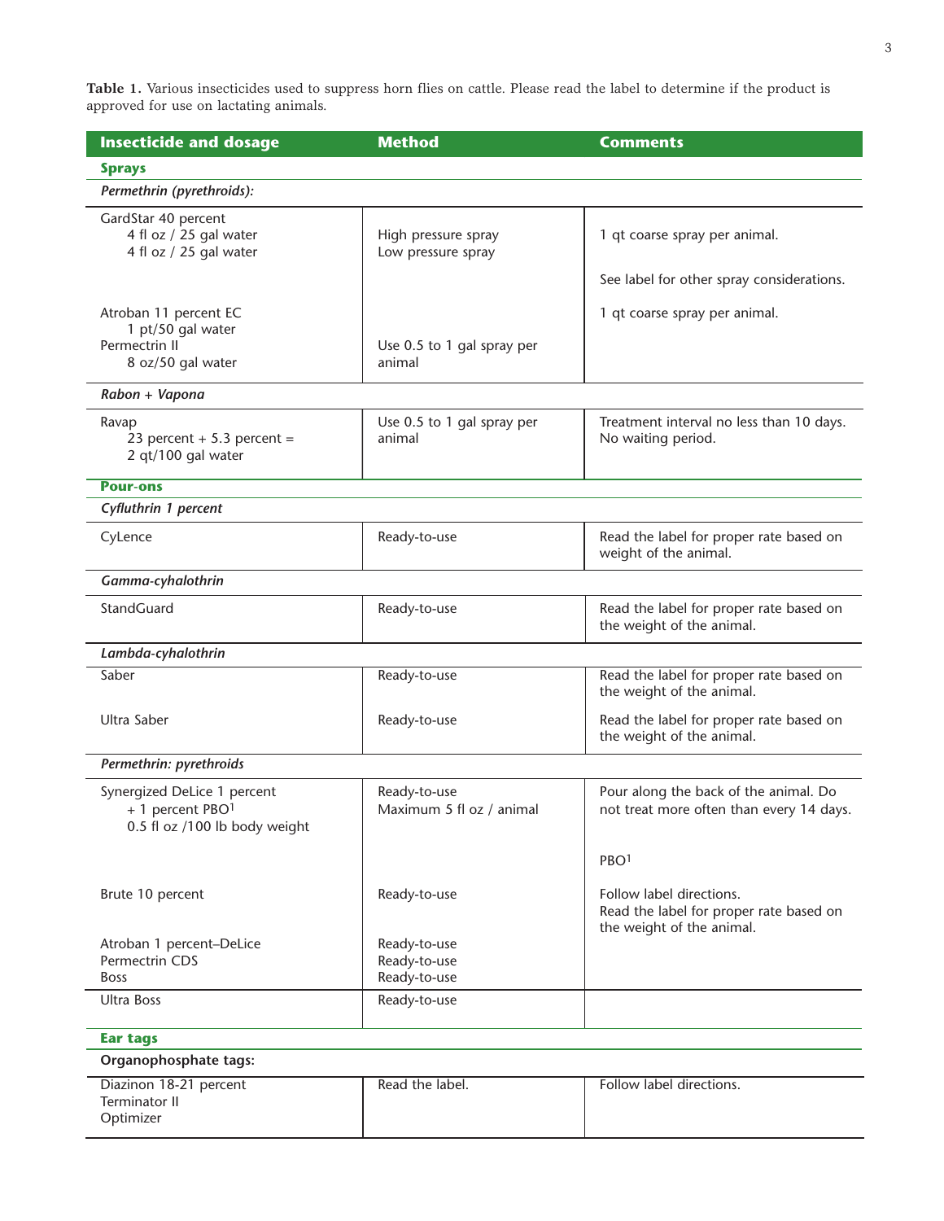**Table 1.** Various insecticides used to suppress horn flies on cattle. Please read the label to determine if the product is approved for use on lactating animals.

| Insecticide and dosage | Method | Comments |
|---|---|---|
| **Sprays** | | |
| *Permethrin (pyrethroids):* | | |
| GardStar 40 percent<br>4 fl oz / 25 gal water<br>4 fl oz / 25 gal water | High pressure spray<br>Low pressure spray | 1 qt coarse spray per animal.<br><br>See label for other spray considerations. |
| Atroban 11 percent EC<br>1 pt/50 gal water<br>Permectrin II<br>8 oz/50 gal water | Use 0.5 to 1 gal spray per animal | 1 qt coarse spray per animal. |
| *Rabon + Vapona* | | |
| Ravap<br>23 percent + 5.3 percent = 2 qt/100 gal water | Use 0.5 to 1 gal spray per animal | Treatment interval no less than 10 days. No waiting period. |
| **Pour-ons** | | |
| *Cyfluthrin 1 percent* | | |
| CyLence | Ready-to-use | Read the label for proper rate based on weight of the animal. |
| *Gamma-cyhalothrin* | | |
| StandGuard | Ready-to-use | Read the label for proper rate based on the weight of the animal. |
| *Lambda-cyhalothrin* | | |
| Saber | Ready-to-use | Read the label for proper rate based on the weight of the animal. |
| Ultra Saber | Ready-to-use | Read the label for proper rate based on the weight of the animal. |
| *Permethrin: pyrethroids* | | |
| Synergized DeLice 1 percent<br>+ 1 percent PBO[1]<br>0.5 fl oz /100 lb body weight | Ready-to-use<br>Maximum 5 fl oz / animal | Pour along the back of the animal. Do not treat more often than every 14 days.<br><br>PBO[1] |
| Brute 10 percent | Ready-to-use | Follow label directions.<br>Read the label for proper rate based on the weight of the animal. |
| Atroban 1 percent–DeLice<br>Permectrin CDS<br>Boss | Ready-to-use<br>Ready-to-use<br>Ready-to-use | |
| Ultra Boss | Ready-to-use | |
| **Ear tags** | | |
| **Organophosphate tags:** | | |
| Diazinon 18-21 percent<br>Terminator II<br>Optimizer | Read the label. | Follow label directions. |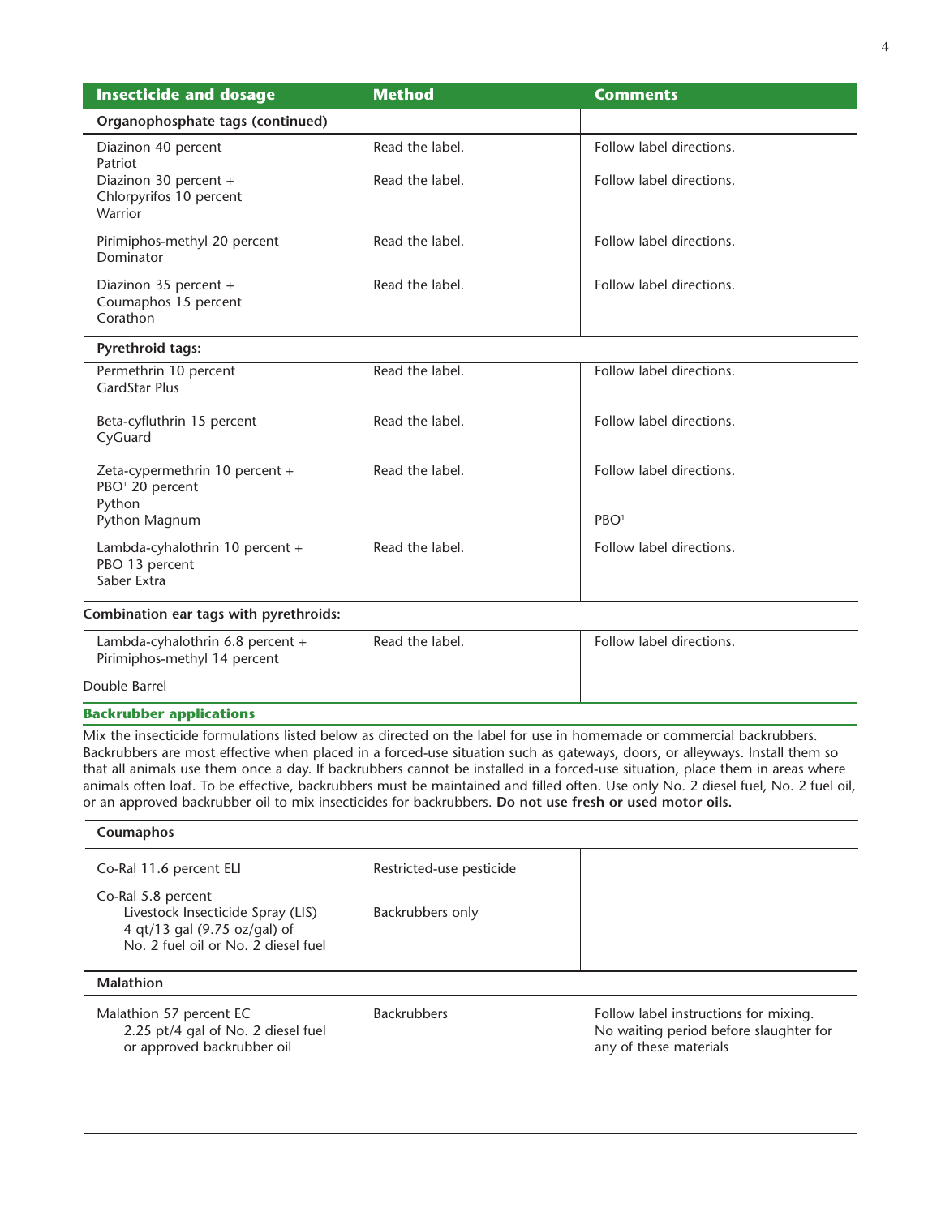| Insecticide and dosage | Method | Comments |
| --- | --- | --- |
| **Organophosphate tags (continued)** | | |
| Diazinon 40 percent<br>Patriot | Read the label. | Follow label directions. |
| Diazinon 30 percent +<br>Chlorpyrifos 10 percent<br>Warrior | Read the label. | Follow label directions. |
| Pirimiphos-methyl 20 percent<br>Dominator | Read the label. | Follow label directions. |
| Diazinon 35 percent +<br>Coumaphos 15 percent<br>Corathon | Read the label. | Follow label directions. |
| **Pyrethroid tags:** | | |
| Permethrin 10 percent<br>GardStar Plus | Read the label. | Follow label directions. |
| Beta-cyfluthrin 15 percent<br>CyGuard | Read the label. | Follow label directions. |
| Zeta-cypermethrin 10 percent +<br>PBO[1] 20 percent<br>Python<br>Python Magnum | Read the label. | Follow label directions.<br><br>PBO[1] |
| Lambda-cyhalothrin 10 percent +<br>PBO 13 percent<br>Saber Extra | Read the label. | Follow label directions. |
| **Combination ear tags with pyrethroids:** | | |
| Lambda-cyhalothrin 6.8 percent +<br>Pirimiphos-methyl 14 percent<br><br>Double Barrel | Read the label. | Follow label directions. |

## Backrubber applications

Mix the insecticide formulations listed below as directed on the label for use in homemade or commercial backrubbers. Backrubbers are most effective when placed in a forced-use situation such as gateways, doors, or alleyways. Install them so that all animals use them once a day. If backrubbers cannot be installed in a forced-use situation, place them in areas where animals often loaf. To be effective, backrubbers must be maintained and filled often. Use only No. 2 diesel fuel, No. 2 fuel oil, or an approved backrubber oil to mix insecticides for backrubbers. **Do not use fresh or used motor oils.**

| Insecticide and dosage | Method | Comments |
| --- | --- | --- |
| **Coumaphos** | | |
| Co-Ral 11.6 percent ELI | Restricted-use pesticide | |
| Co-Ral 5.8 percent<br>Livestock Insecticide Spray (LIS)<br>4 qt/13 gal (9.75 oz/gal) of<br>No. 2 fuel oil or No. 2 diesel fuel | Backrubbers only | |
| **Malathion** | | |
| Malathion 57 percent EC<br>2.25 pt/4 gal of No. 2 diesel fuel<br>or approved backrubber oil | Backrubbers | Follow label instructions for mixing.<br>No waiting period before slaughter for any of these materials |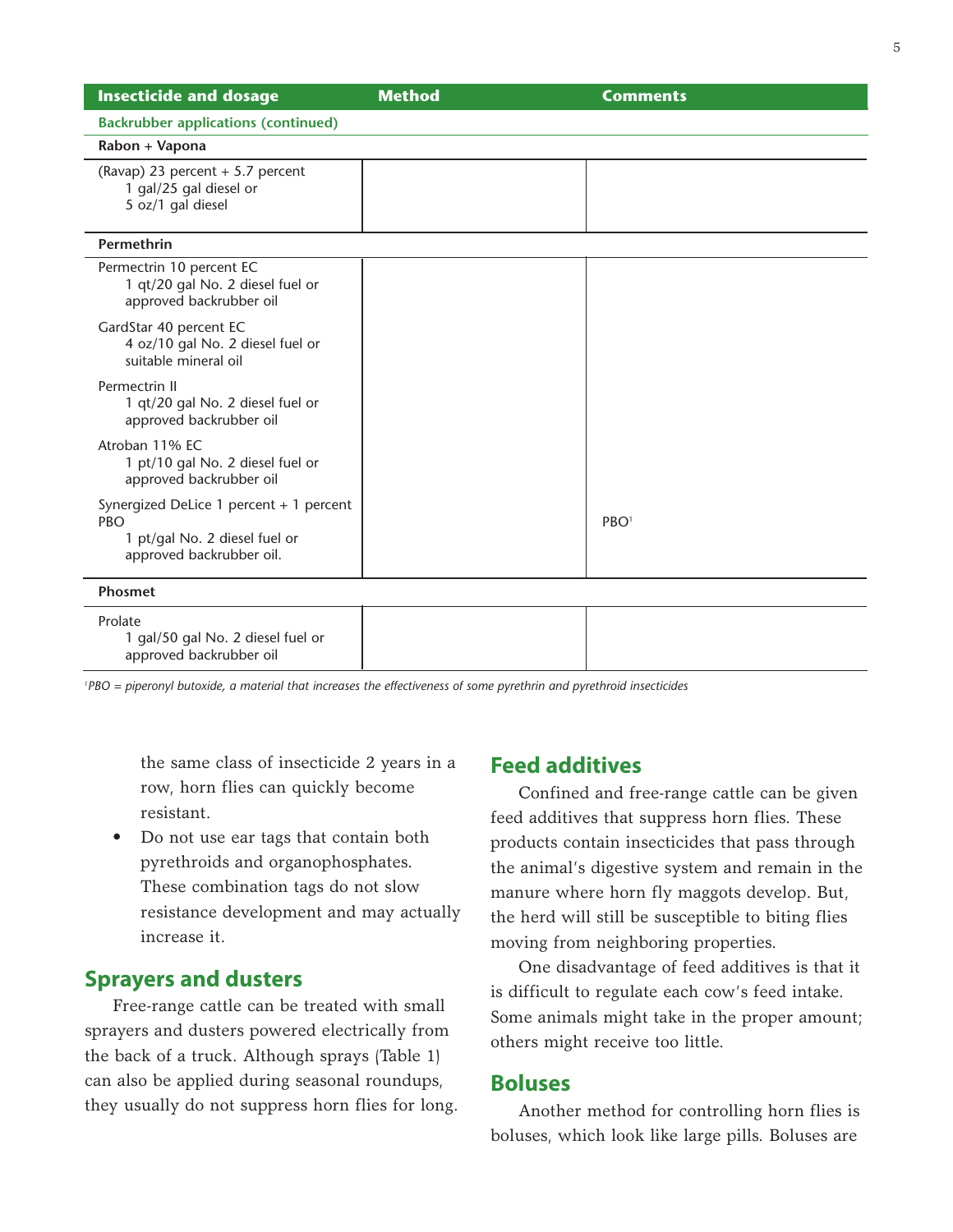| Insecticide and dosage | Method | Comments |
|---|---|---|
| **Backrubber applications (continued)** | | |
| **Rabon + Vapona** | | |
| (Ravap) 23 percent + 5.7 percent<br>1 gal/25 gal diesel or<br>5 oz/1 gal diesel | | |
| **Permethrin** | | |
| Permectrin 10 percent EC<br>1 qt/20 gal No. 2 diesel fuel or approved backrubber oil | | |
| GardStar 40 percent EC<br>4 oz/10 gal No. 2 diesel fuel or suitable mineral oil | | |
| Permectrin II<br>1 qt/20 gal No. 2 diesel fuel or approved backrubber oil | | |
| Atroban 11% EC<br>1 pt/10 gal No. 2 diesel fuel or approved backrubber oil | | |
| Synergized DeLice 1 percent + 1 percent PBO<br>1 pt/gal No. 2 diesel fuel or approved backrubber oil. | | PBO[1] |
| **Phosmet** | | |
| Prolate<br>1 gal/50 gal No. 2 diesel fuel or approved backrubber oil | | |

*[1]PBO = piperonyl butoxide, a material that increases the effectiveness of some pyrethrin and pyrethroid insecticides*

the same class of insecticide 2 years in a row, horn flies can quickly become resistant.

- Do not use ear tags that contain both pyrethroids and organophosphates. These combination tags do not slow resistance development and may actually increase it.

## Sprayers and dusters

Free-range cattle can be treated with small sprayers and dusters powered electrically from the back of a truck. Although sprays (Table 1) can also be applied during seasonal roundups, they usually do not suppress horn flies for long.

## Feed additives

Confined and free-range cattle can be given feed additives that suppress horn flies. These products contain insecticides that pass through the animal's digestive system and remain in the manure where horn fly maggots develop. But, the herd will still be susceptible to biting flies moving from neighboring properties.

One disadvantage of feed additives is that it is difficult to regulate each cow's feed intake. Some animals might take in the proper amount; others might receive too little.

## Boluses

Another method for controlling horn flies is boluses, which look like large pills. Boluses are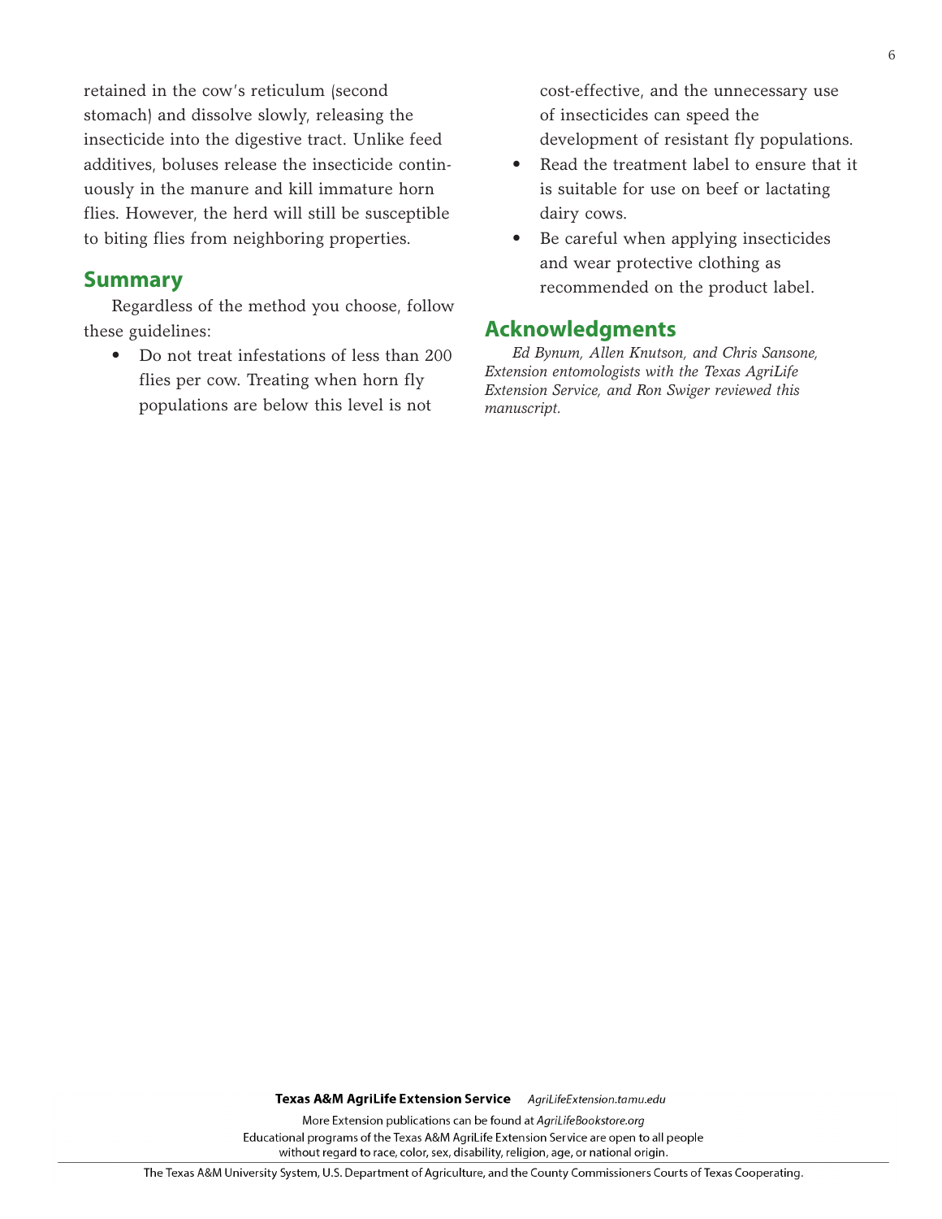retained in the cow's reticulum (second stomach) and dissolve slowly, releasing the insecticide into the digestive tract. Unlike feed additives, boluses release the insecticide continuously in the manure and kill immature horn flies. However, the herd will still be susceptible to biting flies from neighboring properties.

## Summary

Regardless of the method you choose, follow these guidelines:

- Do not treat infestations of less than 200 flies per cow. Treating when horn fly populations are below this level is not cost-effective, and the unnecessary use of insecticides can speed the development of resistant fly populations.
- Read the treatment label to ensure that it is suitable for use on beef or lactating dairy cows.
- Be careful when applying insecticides and wear protective clothing as recommended on the product label.

## Acknowledgments

*Ed Bynum, Allen Knutson, and Chris Sansone, Extension entomologists with the Texas AgriLife Extension Service, and Ron Swiger reviewed this manuscript.*

**Texas A&M AgriLife Extension Service** *AgriLifeExtension.tamu.edu*

More Extension publications can be found at *AgriLifeBookstore.org*

Educational programs of the Texas A&M AgriLife Extension Service are open to all people without regard to race, color, sex, disability, religion, age, or national origin.

The Texas A&M University System, U.S. Department of Agriculture, and the County Commissioners Courts of Texas Cooperating.